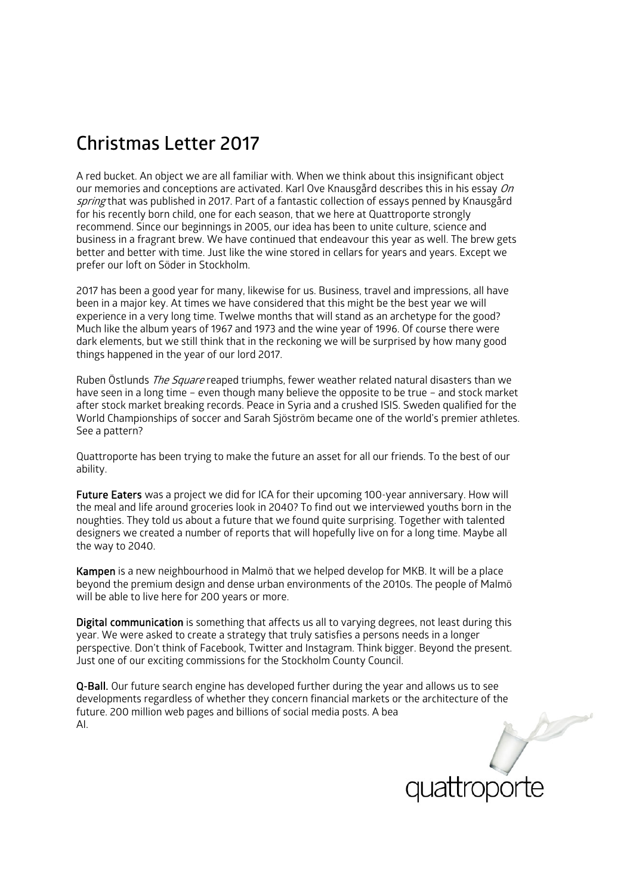# Christmas Letter 2017

A red bucket. An object we are all familiar with. When we think about this insignificant object our memories and conceptions are activated. Karl Ove Knausgård describes this in his essay *On spring* that was published in 2017. Part of a fantastic collection of essays penned by Knausgård for his recently born child, one for each season, that we here at Quattroporte strongly recommend. Since our beginnings in 2005, our idea has been to unite culture, science and business in a fragrant brew. We have continued that endeavour this year as well. The brew gets better and better with time. Just like the wine stored in cellars for years and years. Except we prefer our loft on Söder in Stockholm.

2017 has been a good year for many, likewise for us. Business, travel and impressions, all have been in a major key. At times we have considered that this might be the best year we will experience in a very long time. Twelwe months that will stand as an archetype for the good? Much like the album years of 1967 and 1973 and the wine year of 1996. Of course there were dark elements, but we still think that in the reckoning we will be surprised by how many good things happened in the year of our lord 2017.

Ruben Östlunds *The Square* reaped triumphs, fewer weather related natural disasters than we have seen in a long time – even though many believe the opposite to be true – and stock market after stock market breaking records. Peace in Syria and a crushed ISIS. Sweden qualified for the World Championships of soccer and Sarah Sjöström became one of the world's premier athletes. See a pattern?

Quattroporte has been trying to make the future an asset for all our friends. To the best of our ability.

**Future Eaters** was a project we did for ICA for their upcoming 100-year anniversary. How will the meal and life around groceries look in 2040? To find out we interviewed youths born in the noughties. They told us about a future that we found quite surprising. Together with talented designers we created a number of reports that will hopefully live on for a long time. Maybe all the way to 2040.

**Kampen** is a new neighbourhood in Malmö that we helped develop for MKB. It will be a place beyond the premium design and dense urban environments of the 2010s. The people of Malmö will be able to live here for 200 years or more.

**Digital communication** is something that affects us all to varying degrees, not least during this year. We were asked to create a strategy that truly satisfies a persons needs in a longer perspective. Don't think of Facebook, Twitter and Instagram. Think bigger. Beyond the present. Just one of our exciting commissions for the Stockholm County Council.

**Q-Ball.** Our future search engine has developed further during the year and allows us to see developments regardless of whether they concern financial markets or the architecture of the future. 200 million web pages and billions of social media posts. A bea
AI.

quattroporte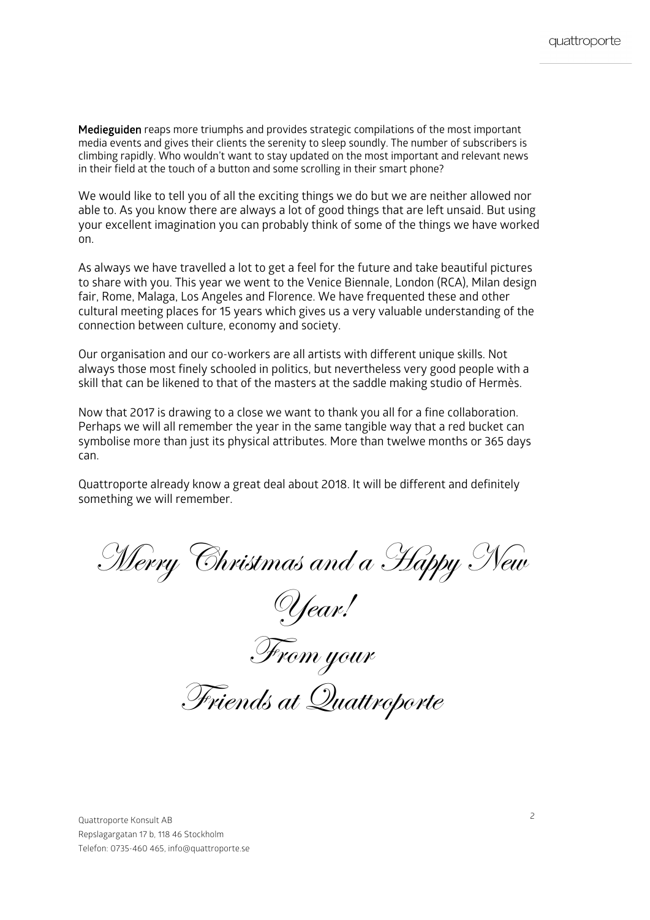**Medieguiden** reaps more triumphs and provides strategic compilations of the most important media events and gives their clients the serenity to sleep soundly. The number of subscribers is climbing rapidly. Who wouldn't want to stay updated on the most important and relevant news in their field at the touch of a button and some scrolling in their smart phone?

We would like to tell you of all the exciting things we do but we are neither allowed nor able to. As you know there are always a lot of good things that are left unsaid. But using your excellent imagination you can probably think of some of the things we have worked on.

As always we have travelled a lot to get a feel for the future and take beautiful pictures to share with you. This year we went to the Venice Biennale, London (RCA), Milan design fair, Rome, Malaga, Los Angeles and Florence. We have frequented these and other cultural meeting places for 15 years which gives us a very valuable understanding of the connection between culture, economy and society.

Our organisation and our co-workers are all artists with different unique skills. Not always those most finely schooled in politics, but nevertheless very good people with a skill that can be likened to that of the masters at the saddle making studio of Hermès.

Now that 2017 is drawing to a close we want to thank you all for a fine collaboration. Perhaps we will all remember the year in the same tangible way that a red bucket can symbolise more than just its physical attributes. More than twelwe months or 365 days can.

Quattroporte already know a great deal about 2018. It will be different and definitely something we will remember.

*Merry Christmas and a Happy New Year!*

*From your*

*Friends at Quattroporte*

Quattroporte Konsult AB
Repslagargatan 17 b, 118 46 Stockholm
Telefon: 0735-460 465, info@quattroporte.se